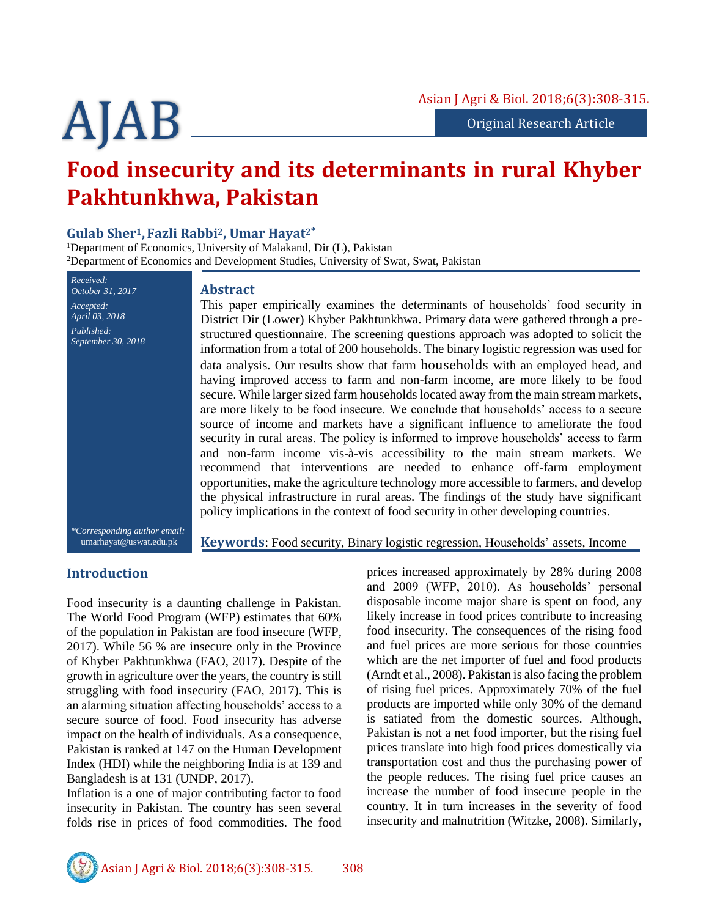Original Research Article

# Food insecurity and its determinants in rural Khyber Pakhtunkhwa, Pakistan

**Gulab Sher[1], Fazli Rabbi[2], Umar Hayat[2*]**

[1]Department of Economics, University of Malakand, Dir (L), Pakistan
[2]Department of Economics and Development Studies, University of Swat, Swat, Pakistan

*Received:* *October 31, 2017*
*Accepted:* *April 03, 2018*
*Published:* *September 30, 2018*

## Abstract

This paper empirically examines the determinants of households' food security in District Dir (Lower) Khyber Pakhtunkhwa. Primary data were gathered through a pre-structured questionnaire. The screening questions approach was adopted to solicit the information from a total of 200 households. The binary logistic regression was used for data analysis. Our results show that farm households with an employed head, and having improved access to farm and non-farm income, are more likely to be food secure. While larger sized farm households located away from the main stream markets, are more likely to be food insecure. We conclude that households' access to a secure source of income and markets have a significant influence to ameliorate the food security in rural areas. The policy is informed to improve households' access to farm and non-farm income vis-à-vis accessibility to the main stream markets. We recommend that interventions are needed to enhance off-farm employment opportunities, make the agriculture technology more accessible to farmers, and develop the physical infrastructure in rural areas. The findings of the study have significant policy implications in the context of food security in other developing countries.

*\*Corresponding author email:* umarhayat@uswat.edu.pk

**Keywords**: Food security, Binary logistic regression, Households' assets, Income

## Introduction

Food insecurity is a daunting challenge in Pakistan. The World Food Program (WFP) estimates that 60% of the population in Pakistan are food insecure (WFP, 2017). While 56 % are insecure only in the Province of Khyber Pakhtunkhwa (FAO, 2017). Despite of the growth in agriculture over the years, the country is still struggling with food insecurity (FAO, 2017). This is an alarming situation affecting households' access to a secure source of food. Food insecurity has adverse impact on the health of individuals. As a consequence, Pakistan is ranked at 147 on the Human Development Index (HDI) while the neighboring India is at 139 and Bangladesh is at 131 (UNDP, 2017).

Inflation is a one of major contributing factor to food insecurity in Pakistan. The country has seen several folds rise in prices of food commodities. The food prices increased approximately by 28% during 2008 and 2009 (WFP, 2010). As households' personal disposable income major share is spent on food, any likely increase in food prices contribute to increasing food insecurity. The consequences of the rising food and fuel prices are more serious for those countries which are the net importer of fuel and food products (Arndt et al., 2008). Pakistan is also facing the problem of rising fuel prices. Approximately 70% of the fuel products are imported while only 30% of the demand is satiated from the domestic sources. Although, Pakistan is not a net food importer, but the rising fuel prices translate into high food prices domestically via transportation cost and thus the purchasing power of the people reduces. The rising fuel price causes an increase the number of food insecure people in the country. It in turn increases in the severity of food insecurity and malnutrition (Witzke, 2008). Similarly,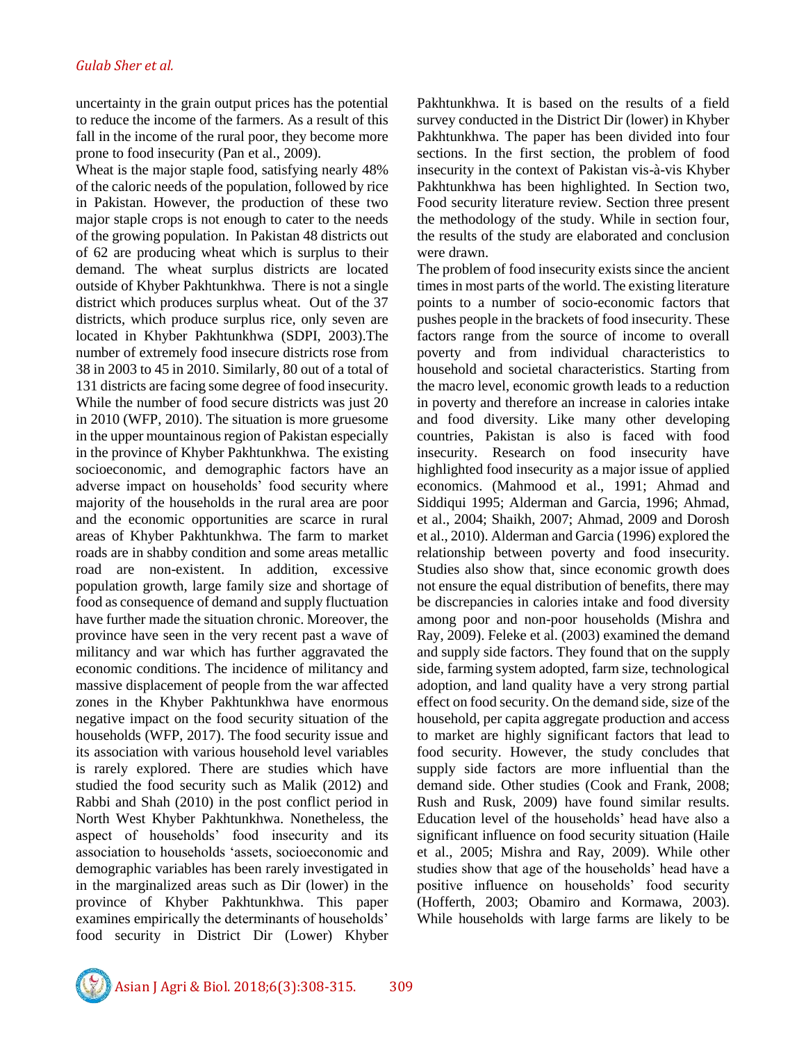uncertainty in the grain output prices has the potential to reduce the income of the farmers. As a result of this fall in the income of the rural poor, they become more prone to food insecurity (Pan et al., 2009).

Wheat is the major staple food, satisfying nearly 48% of the caloric needs of the population, followed by rice in Pakistan. However, the production of these two major staple crops is not enough to cater to the needs of the growing population. In Pakistan 48 districts out of 62 are producing wheat which is surplus to their demand. The wheat surplus districts are located outside of Khyber Pakhtunkhwa. There is not a single district which produces surplus wheat. Out of the 37 districts, which produce surplus rice, only seven are located in Khyber Pakhtunkhwa (SDPI, 2003).The number of extremely food insecure districts rose from 38 in 2003 to 45 in 2010. Similarly, 80 out of a total of 131 districts are facing some degree of food insecurity. While the number of food secure districts was just 20 in 2010 (WFP, 2010). The situation is more gruesome in the upper mountainous region of Pakistan especially in the province of Khyber Pakhtunkhwa. The existing socioeconomic, and demographic factors have an adverse impact on households' food security where majority of the households in the rural area are poor and the economic opportunities are scarce in rural areas of Khyber Pakhtunkhwa. The farm to market roads are in shabby condition and some areas metallic road are non-existent. In addition, excessive population growth, large family size and shortage of food as consequence of demand and supply fluctuation have further made the situation chronic. Moreover, the province have seen in the very recent past a wave of militancy and war which has further aggravated the economic conditions. The incidence of militancy and massive displacement of people from the war affected zones in the Khyber Pakhtunkhwa have enormous negative impact on the food security situation of the households (WFP, 2017). The food security issue and its association with various household level variables is rarely explored. There are studies which have studied the food security such as Malik (2012) and Rabbi and Shah (2010) in the post conflict period in North West Khyber Pakhtunkhwa. Nonetheless, the aspect of households' food insecurity and its association to households 'assets, socioeconomic and demographic variables has been rarely investigated in in the marginalized areas such as Dir (lower) in the province of Khyber Pakhtunkhwa. This paper examines empirically the determinants of households' food security in District Dir (Lower) Khyber Pakhtunkhwa. It is based on the results of a field survey conducted in the District Dir (lower) in Khyber Pakhtunkhwa. The paper has been divided into four sections. In the first section, the problem of food insecurity in the context of Pakistan vis-à-vis Khyber Pakhtunkhwa has been highlighted. In Section two, Food security literature review. Section three present the methodology of the study. While in section four, the results of the study are elaborated and conclusion were drawn.

The problem of food insecurity exists since the ancient times in most parts of the world. The existing literature points to a number of socio-economic factors that pushes people in the brackets of food insecurity. These factors range from the source of income to overall poverty and from individual characteristics to household and societal characteristics. Starting from the macro level, economic growth leads to a reduction in poverty and therefore an increase in calories intake and food diversity. Like many other developing countries, Pakistan is also is faced with food insecurity. Research on food insecurity have highlighted food insecurity as a major issue of applied economics. (Mahmood et al., 1991; Ahmad and Siddiqui 1995; Alderman and Garcia, 1996; Ahmad, et al., 2004; Shaikh, 2007; Ahmad, 2009 and Dorosh et al., 2010). Alderman and Garcia (1996) explored the relationship between poverty and food insecurity. Studies also show that, since economic growth does not ensure the equal distribution of benefits, there may be discrepancies in calories intake and food diversity among poor and non-poor households (Mishra and Ray, 2009). Feleke et al. (2003) examined the demand and supply side factors. They found that on the supply side, farming system adopted, farm size, technological adoption, and land quality have a very strong partial effect on food security. On the demand side, size of the household, per capita aggregate production and access to market are highly significant factors that lead to food security. However, the study concludes that supply side factors are more influential than the demand side. Other studies (Cook and Frank, 2008; Rush and Rusk, 2009) have found similar results. Education level of the households' head have also a significant influence on food security situation (Haile et al., 2005; Mishra and Ray, 2009). While other studies show that age of the households' head have a positive influence on households' food security (Hofferth, 2003; Obamiro and Kormawa, 2003). While households with large farms are likely to be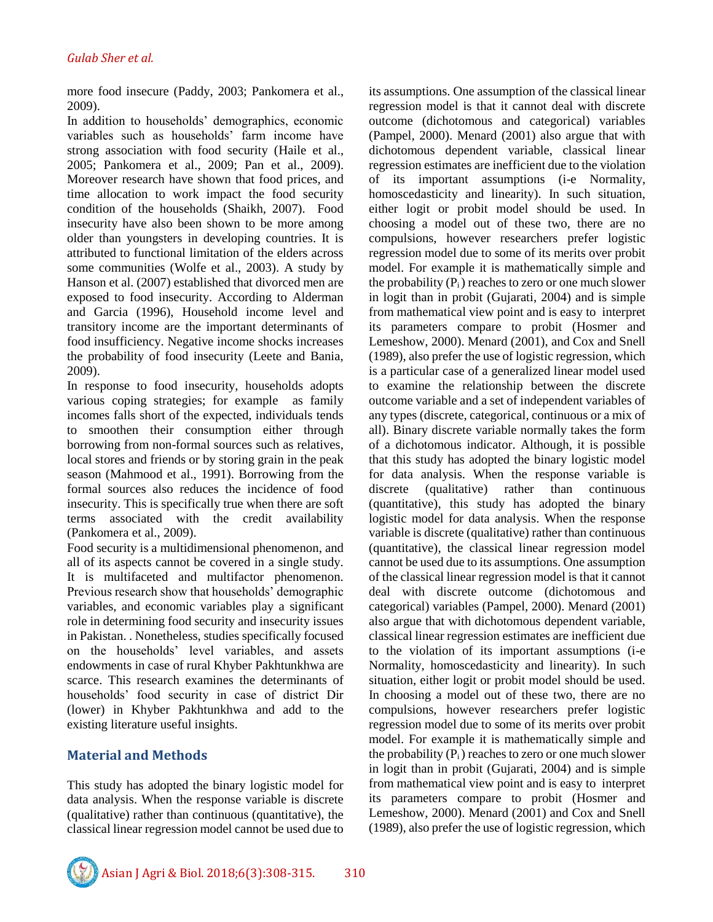more food insecure (Paddy, 2003; Pankomera et al., 2009).

In addition to households' demographics, economic variables such as households' farm income have strong association with food security (Haile et al., 2005; Pankomera et al., 2009; Pan et al., 2009). Moreover research have shown that food prices, and time allocation to work impact the food security condition of the households (Shaikh, 2007). Food insecurity have also been shown to be more among older than youngsters in developing countries. It is attributed to functional limitation of the elders across some communities (Wolfe et al., 2003). A study by Hanson et al. (2007) established that divorced men are exposed to food insecurity. According to Alderman and Garcia (1996), Household income level and transitory income are the important determinants of food insufficiency. Negative income shocks increases the probability of food insecurity (Leete and Bania, 2009).

In response to food insecurity, households adopts various coping strategies; for example as family incomes falls short of the expected, individuals tends to smoothen their consumption either through borrowing from non-formal sources such as relatives, local stores and friends or by storing grain in the peak season (Mahmood et al., 1991). Borrowing from the formal sources also reduces the incidence of food insecurity. This is specifically true when there are soft terms associated with the credit availability (Pankomera et al., 2009).

Food security is a multidimensional phenomenon, and all of its aspects cannot be covered in a single study. It is multifaceted and multifactor phenomenon. Previous research show that households' demographic variables, and economic variables play a significant role in determining food security and insecurity issues in Pakistan. . Nonetheless, studies specifically focused on the households' level variables, and assets endowments in case of rural Khyber Pakhtunkhwa are scarce. This research examines the determinants of households' food security in case of district Dir (lower) in Khyber Pakhtunkhwa and add to the existing literature useful insights.

## Material and Methods

This study has adopted the binary logistic model for data analysis. When the response variable is discrete (qualitative) rather than continuous (quantitative), the classical linear regression model cannot be used due to its assumptions. One assumption of the classical linear regression model is that it cannot deal with discrete outcome (dichotomous and categorical) variables (Pampel, 2000). Menard (2001) also argue that with dichotomous dependent variable, classical linear regression estimates are inefficient due to the violation of its important assumptions (i-e Normality, homoscedasticity and linearity). In such situation, either logit or probit model should be used. In choosing a model out of these two, there are no compulsions, however researchers prefer logistic regression model due to some of its merits over probit model. For example it is mathematically simple and the probability ($P_i$) reaches to zero or one much slower in logit than in probit (Gujarati, 2004) and is simple from mathematical view point and is easy to interpret its parameters compare to probit (Hosmer and Lemeshow, 2000). Menard (2001), and Cox and Snell (1989), also prefer the use of logistic regression, which is a particular case of a generalized linear model used to examine the relationship between the discrete outcome variable and a set of independent variables of any types (discrete, categorical, continuous or a mix of all). Binary discrete variable normally takes the form of a dichotomous indicator. Although, it is possible that this study has adopted the binary logistic model for data analysis. When the response variable is discrete (qualitative) rather than continuous (quantitative), this study has adopted the binary logistic model for data analysis. When the response variable is discrete (qualitative) rather than continuous (quantitative), the classical linear regression model cannot be used due to its assumptions. One assumption of the classical linear regression model is that it cannot deal with discrete outcome (dichotomous and categorical) variables (Pampel, 2000). Menard (2001) also argue that with dichotomous dependent variable, classical linear regression estimates are inefficient due to the violation of its important assumptions (i-e Normality, homoscedasticity and linearity). In such situation, either logit or probit model should be used. In choosing a model out of these two, there are no compulsions, however researchers prefer logistic regression model due to some of its merits over probit model. For example it is mathematically simple and the probability ($P_i$) reaches to zero or one much slower in logit than in probit (Gujarati, 2004) and is simple from mathematical view point and is easy to interpret its parameters compare to probit (Hosmer and Lemeshow, 2000). Menard (2001) and Cox and Snell (1989), also prefer the use of logistic regression, which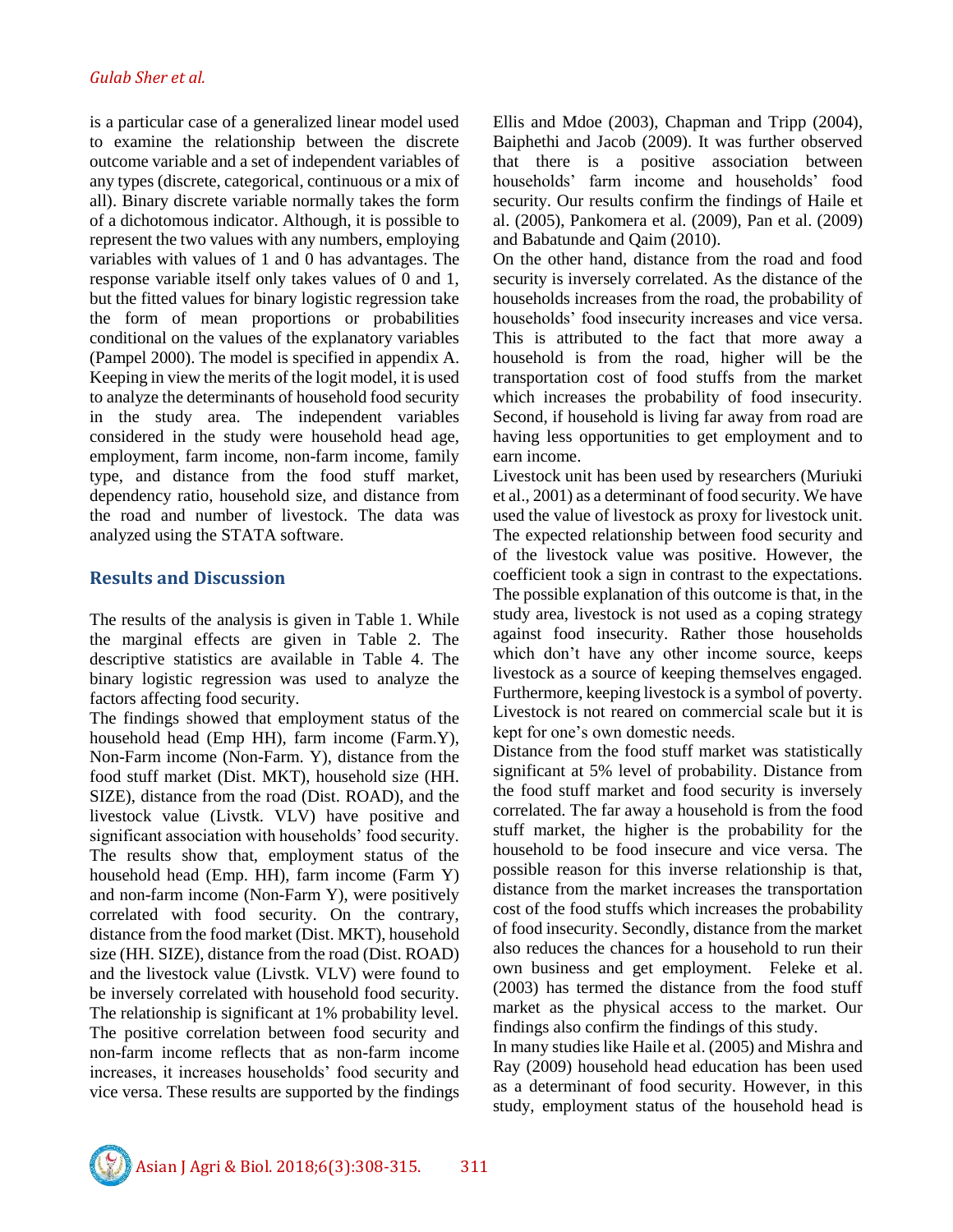is a particular case of a generalized linear model used to examine the relationship between the discrete outcome variable and a set of independent variables of any types (discrete, categorical, continuous or a mix of all). Binary discrete variable normally takes the form of a dichotomous indicator. Although, it is possible to represent the two values with any numbers, employing variables with values of 1 and 0 has advantages. The response variable itself only takes values of 0 and 1, but the fitted values for binary logistic regression take the form of mean proportions or probabilities conditional on the values of the explanatory variables (Pampel 2000). The model is specified in appendix A. Keeping in view the merits of the logit model, it is used to analyze the determinants of household food security in the study area. The independent variables considered in the study were household head age, employment, farm income, non-farm income, family type, and distance from the food stuff market, dependency ratio, household size, and distance from the road and number of livestock. The data was analyzed using the STATA software.

## Results and Discussion

The results of the analysis is given in Table 1. While the marginal effects are given in Table 2. The descriptive statistics are available in Table 4. The binary logistic regression was used to analyze the factors affecting food security.

The findings showed that employment status of the household head (Emp HH), farm income (Farm.Y), Non-Farm income (Non-Farm. Y), distance from the food stuff market (Dist. MKT), household size (HH. SIZE), distance from the road (Dist. ROAD), and the livestock value (Livstk. VLV) have positive and significant association with households' food security. The results show that, employment status of the household head (Emp. HH), farm income (Farm Y) and non-farm income (Non-Farm Y), were positively correlated with food security. On the contrary, distance from the food market (Dist. MKT), household size (HH. SIZE), distance from the road (Dist. ROAD) and the livestock value (Livstk. VLV) were found to be inversely correlated with household food security. The relationship is significant at 1% probability level. The positive correlation between food security and non-farm income reflects that as non-farm income increases, it increases households' food security and vice versa. These results are supported by the findings Ellis and Mdoe (2003), Chapman and Tripp (2004), Baiphethi and Jacob (2009). It was further observed that there is a positive association between households' farm income and households' food security. Our results confirm the findings of Haile et al. (2005), Pankomera et al. (2009), Pan et al. (2009) and Babatunde and Qaim (2010).

On the other hand, distance from the road and food security is inversely correlated. As the distance of the households increases from the road, the probability of households' food insecurity increases and vice versa. This is attributed to the fact that more away a household is from the road, higher will be the transportation cost of food stuffs from the market which increases the probability of food insecurity. Second, if household is living far away from road are having less opportunities to get employment and to earn income.

Livestock unit has been used by researchers (Muriuki et al., 2001) as a determinant of food security. We have used the value of livestock as proxy for livestock unit. The expected relationship between food security and of the livestock value was positive. However, the coefficient took a sign in contrast to the expectations. The possible explanation of this outcome is that, in the study area, livestock is not used as a coping strategy against food insecurity. Rather those households which don't have any other income source, keeps livestock as a source of keeping themselves engaged. Furthermore, keeping livestock is a symbol of poverty. Livestock is not reared on commercial scale but it is kept for one's own domestic needs.

Distance from the food stuff market was statistically significant at 5% level of probability. Distance from the food stuff market and food security is inversely correlated. The far away a household is from the food stuff market, the higher is the probability for the household to be food insecure and vice versa. The possible reason for this inverse relationship is that, distance from the market increases the transportation cost of the food stuffs which increases the probability of food insecurity. Secondly, distance from the market also reduces the chances for a household to run their own business and get employment. Feleke et al. (2003) has termed the distance from the food stuff market as the physical access to the market. Our findings also confirm the findings of this study.

In many studies like Haile et al. (2005) and Mishra and Ray (2009) household head education has been used as a determinant of food security. However, in this study, employment status of the household head is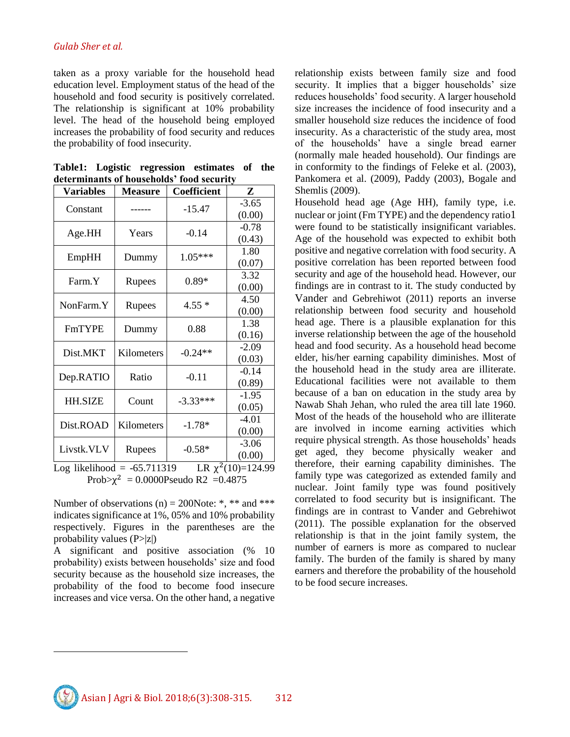taken as a proxy variable for the household head education level. Employment status of the head of the household and food security is positively correlated. The relationship is significant at 10% probability level. The head of the household being employed increases the probability of food security and reduces the probability of food insecurity.

**Table1: Logistic regression estimates of the determinants of households' food security**

| Variables | Measure | Coefficient | Z |
|---|---|---|---|
| Constant | ------ | -15.47 | -3.65 (0.00) |
| Age.HH | Years | -0.14 | -0.78 (0.43) |
| EmpHH | Dummy | 1.05*** | 1.80 (0.07) |
| Farm.Y | Rupees | 0.89* | 3.32 (0.00) |
| NonFarm.Y | Rupees | 4.55 * | 4.50 (0.00) |
| FmTYPE | Dummy | 0.88 | 1.38 (0.16) |
| Dist.MKT | Kilometers | -0.24** | -2.09 (0.03) |
| Dep.RATIO | Ratio | -0.11 | -0.14 (0.89) |
| HH.SIZE | Count | -3.33*** | -1.95 (0.05) |
| Dist.ROAD | Kilometers | -1.78* | -4.01 (0.00) |
| Livstk.VLV | Rupees | -0.58* | -3.06 (0.00) |

Log likelihood = -65.711319 LR $\chi^2(10)$=124.99 Prob>$\chi^2$ = 0.0000Pseudo R2 =0.4875

Number of observations (n) = 200Note: *, ** and *** indicates significance at 1%, 05% and 10% probability respectively. Figures in the parentheses are the probability values (P>|z|)

A significant and positive association (% 10 probability) exists between households' size and food security because as the household size increases, the probability of the food to become food insecure increases and vice versa. On the other hand, a negative relationship exists between family size and food security. It implies that a bigger households' size reduces households' food security. A larger household size increases the incidence of food insecurity and a smaller household size reduces the incidence of food insecurity. As a characteristic of the study area, most of the households' have a single bread earner (normally male headed household). Our findings are in conformity to the findings of Feleke et al. (2003), Pankomera et al. (2009), Paddy (2003), Bogale and Shemlis (2009).

Household head age (Age HH), family type, i.e. nuclear or joint (Fm TYPE) and the dependency ratio1 were found to be statistically insignificant variables. Age of the household was expected to exhibit both positive and negative correlation with food security. A positive correlation has been reported between food security and age of the household head. However, our findings are in contrast to it. The study conducted by Vander and Gebrehiwot (2011) reports an inverse relationship between food security and household head age. There is a plausible explanation for this inverse relationship between the age of the household head and food security. As a household head become elder, his/her earning capability diminishes. Most of the household head in the study area are illiterate. Educational facilities were not available to them because of a ban on education in the study area by Nawab Shah Jehan, who ruled the area till late 1960. Most of the heads of the household who are illiterate are involved in income earning activities which require physical strength. As those households' heads get aged, they become physically weaker and therefore, their earning capability diminishes. The family type was categorized as extended family and nuclear. Joint family type was found positively correlated to food security but is insignificant. The findings are in contrast to Vander and Gebrehiwot (2011). The possible explanation for the observed relationship is that in the joint family system, the number of earners is more as compared to nuclear family. The burden of the family is shared by many earners and therefore the probability of the household to be food secure increases.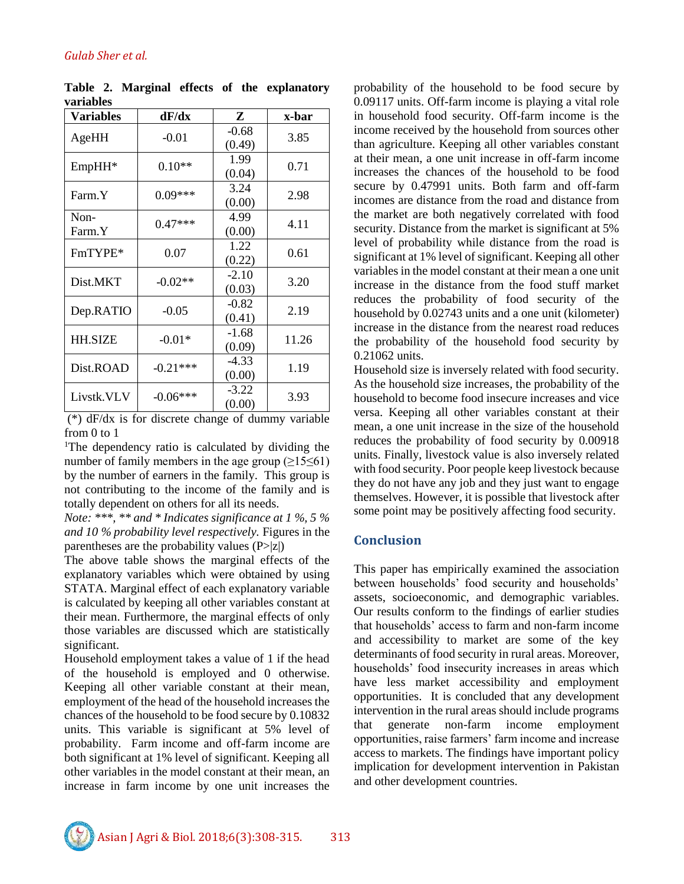**Table 2. Marginal effects of the explanatory variables**

| Variables | dF/dx | Z | x-bar |
|---|---|---|---|
| AgeHH | -0.01 | -0.68 (0.49) | 3.85 |
| EmpHH* | 0.10** | 1.99 (0.04) | 0.71 |
| Farm.Y | 0.09*** | 3.24 (0.00) | 2.98 |
| Non-Farm.Y | 0.47*** | 4.99 (0.00) | 4.11 |
| FmTYPE* | 0.07 | 1.22 (0.22) | 0.61 |
| Dist.MKT | -0.02** | -2.10 (0.03) | 3.20 |
| Dep.RATIO | -0.05 | -0.82 (0.41) | 2.19 |
| HH.SIZE | -0.01* | -1.68 (0.09) | 11.26 |
| Dist.ROAD | -0.21*** | -4.33 (0.00) | 1.19 |
| Livstk.VLV | -0.06*** | -3.22 (0.00) | 3.93 |

(*) dF/dx is for discrete change of dummy variable from 0 to 1

[1]The dependency ratio is calculated by dividing the number of family members in the age group ($\geq 15 \leq 61$) by the number of earners in the family. This group is not contributing to the income of the family and is totally dependent on others for all its needs.

*Note: ***, ** and * Indicates significance at 1 %, 5 % and 10 % probability level respectively.* Figures in the parentheses are the probability values (P>|z|)

The above table shows the marginal effects of the explanatory variables which were obtained by using STATA. Marginal effect of each explanatory variable is calculated by keeping all other variables constant at their mean. Furthermore, the marginal effects of only those variables are discussed which are statistically significant.

Household employment takes a value of 1 if the head of the household is employed and 0 otherwise. Keeping all other variable constant at their mean, employment of the head of the household increases the chances of the household to be food secure by 0.10832 units. This variable is significant at 5% level of probability. Farm income and off-farm income are both significant at 1% level of significant. Keeping all other variables in the model constant at their mean, an increase in farm income by one unit increases the probability of the household to be food secure by 0.09117 units. Off-farm income is playing a vital role in household food security. Off-farm income is the income received by the household from sources other than agriculture. Keeping all other variables constant at their mean, a one unit increase in off-farm income increases the chances of the household to be food secure by 0.47991 units. Both farm and off-farm incomes are distance from the road and distance from the market are both negatively correlated with food security. Distance from the market is significant at 5% level of probability while distance from the road is significant at 1% level of significant. Keeping all other variables in the model constant at their mean a one unit increase in the distance from the food stuff market reduces the probability of food security of the household by 0.02743 units and a one unit (kilometer) increase in the distance from the nearest road reduces the probability of the household food security by 0.21062 units.

Household size is inversely related with food security. As the household size increases, the probability of the household to become food insecure increases and vice versa. Keeping all other variables constant at their mean, a one unit increase in the size of the household reduces the probability of food security by 0.00918 units. Finally, livestock value is also inversely related with food security. Poor people keep livestock because they do not have any job and they just want to engage themselves. However, it is possible that livestock after some point may be positively affecting food security.

## Conclusion

This paper has empirically examined the association between households' food security and households' assets, socioeconomic, and demographic variables. Our results conform to the findings of earlier studies that households' access to farm and non-farm income and accessibility to market are some of the key determinants of food security in rural areas. Moreover, households' food insecurity increases in areas which have less market accessibility and employment opportunities. It is concluded that any development intervention in the rural areas should include programs that generate non-farm income employment opportunities, raise farmers' farm income and increase access to markets. The findings have important policy implication for development intervention in Pakistan and other development countries.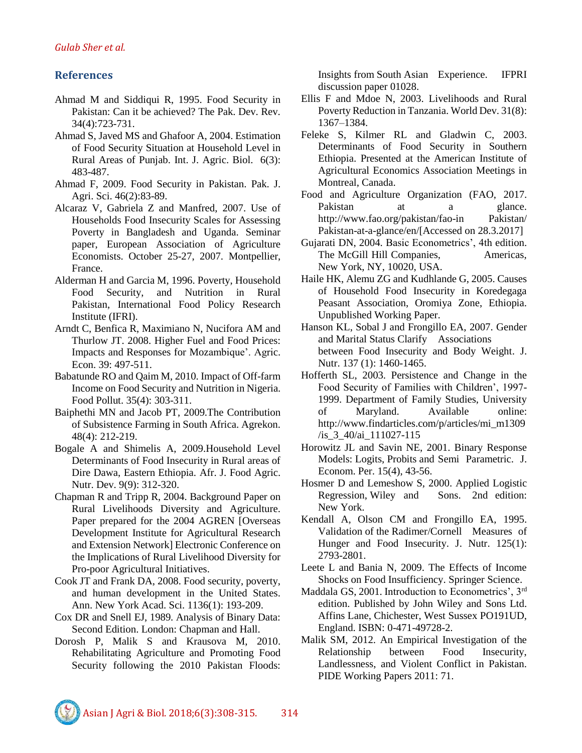## References

Ahmad M and Siddiqui R, 1995. Food Security in Pakistan: Can it be achieved? The Pak. Dev. Rev. 34(4):723-731.

Ahmad S, Javed MS and Ghafoor A, 2004. Estimation of Food Security Situation at Household Level in Rural Areas of Punjab. Int. J. Agric. Biol. 6(3): 483-487.

Ahmad F, 2009. Food Security in Pakistan. Pak. J. Agri. Sci. 46(2):83-89.

Alcaraz V, Gabriela Z and Manfred, 2007. Use of Households Food Insecurity Scales for Assessing Poverty in Bangladesh and Uganda. Seminar paper, European Association of Agriculture Economists. October 25-27, 2007. Montpellier, France.

Alderman H and Garcia M, 1996. Poverty, Household Food Security, and Nutrition in Rural Pakistan, International Food Policy Research Institute (IFRI).

Arndt C, Benfica R, Maximiano N, Nucifora AM and Thurlow JT. 2008. Higher Fuel and Food Prices: Impacts and Responses for Mozambique'. Agric. Econ. 39: 497-511.

Babatunde RO and Qaim M, 2010. Impact of Off-farm Income on Food Security and Nutrition in Nigeria. Food Pollut. 35(4): 303-311.

Baiphethi MN and Jacob PT, 2009.The Contribution of Subsistence Farming in South Africa. Agrekon. 48(4): 212-219.

Bogale A and Shimelis A, 2009.Household Level Determinants of Food Insecurity in Rural areas of Dire Dawa, Eastern Ethiopia. Afr. J. Food Agric. Nutr. Dev. 9(9): 312-320.

Chapman R and Tripp R, 2004. Background Paper on Rural Livelihoods Diversity and Agriculture. Paper prepared for the 2004 AGREN [Overseas Development Institute for Agricultural Research and Extension Network] Electronic Conference on the Implications of Rural Livelihood Diversity for Pro-poor Agricultural Initiatives.

Cook JT and Frank DA, 2008. Food security, poverty, and human development in the United States. Ann. New York Acad. Sci. 1136(1): 193-209.

Cox DR and Snell EJ, 1989. Analysis of Binary Data: Second Edition. London: Chapman and Hall.

Dorosh P, Malik S and Krausova M, 2010. Rehabilitating Agriculture and Promoting Food Security following the 2010 Pakistan Floods: Insights from South Asian Experience. IFPRI discussion paper 01028.

Ellis F and Mdoe N, 2003. Livelihoods and Rural Poverty Reduction in Tanzania. World Dev. 31(8): 1367–1384.

Feleke S, Kilmer RL and Gladwin C, 2003. Determinants of Food Security in Southern Ethiopia. Presented at the American Institute of Agricultural Economics Association Meetings in Montreal, Canada.

Food and Agriculture Organization (FAO, 2017. Pakistan at a glance. http://www.fao.org/pakistan/fao-in Pakistan/ Pakistan-at-a-glance/en/[Accessed on 28.3.2017]

Gujarati DN, 2004. Basic Econometrics', 4th edition. The McGill Hill Companies, Americas, New York, NY, 10020, USA.

Haile HK, Alemu ZG and Kudhlande G, 2005. Causes of Household Food Insecurity in Koredegaga Peasant Association, Oromiya Zone, Ethiopia. Unpublished Working Paper.

Hanson KL, Sobal J and Frongillo EA, 2007. Gender and Marital Status Clarify Associations between Food Insecurity and Body Weight. J. Nutr. 137 (1): 1460-1465.

Hofferth SL, 2003. Persistence and Change in the Food Security of Families with Children', 1997-1999. Department of Family Studies, University of Maryland. Available online: http://www.findarticles.com/p/articles/mi_m1309/is_3_40/ai_111027-115

Horowitz JL and Savin NE, 2001. Binary Response Models: Logits, Probits and Semi Parametric. J. Econom. Per. 15(4), 43-56.

Hosmer D and Lemeshow S, 2000. Applied Logistic Regression, Wiley and Sons. 2nd edition: New York.

Kendall A, Olson CM and Frongillo EA, 1995. Validation of the Radimer/Cornell Measures of Hunger and Food Insecurity. J. Nutr. 125(1): 2793-2801.

Leete L and Bania N, 2009. The Effects of Income Shocks on Food Insufficiency. Springer Science.

Maddala GS, 2001. Introduction to Econometrics', 3rd edition. Published by John Wiley and Sons Ltd. Affins Lane, Chichester, West Sussex PO191UD, England. ISBN: 0-471-49728-2.

Malik SM, 2012. An Empirical Investigation of the Relationship between Food Insecurity, Landlessness, and Violent Conflict in Pakistan. PIDE Working Papers 2011: 71.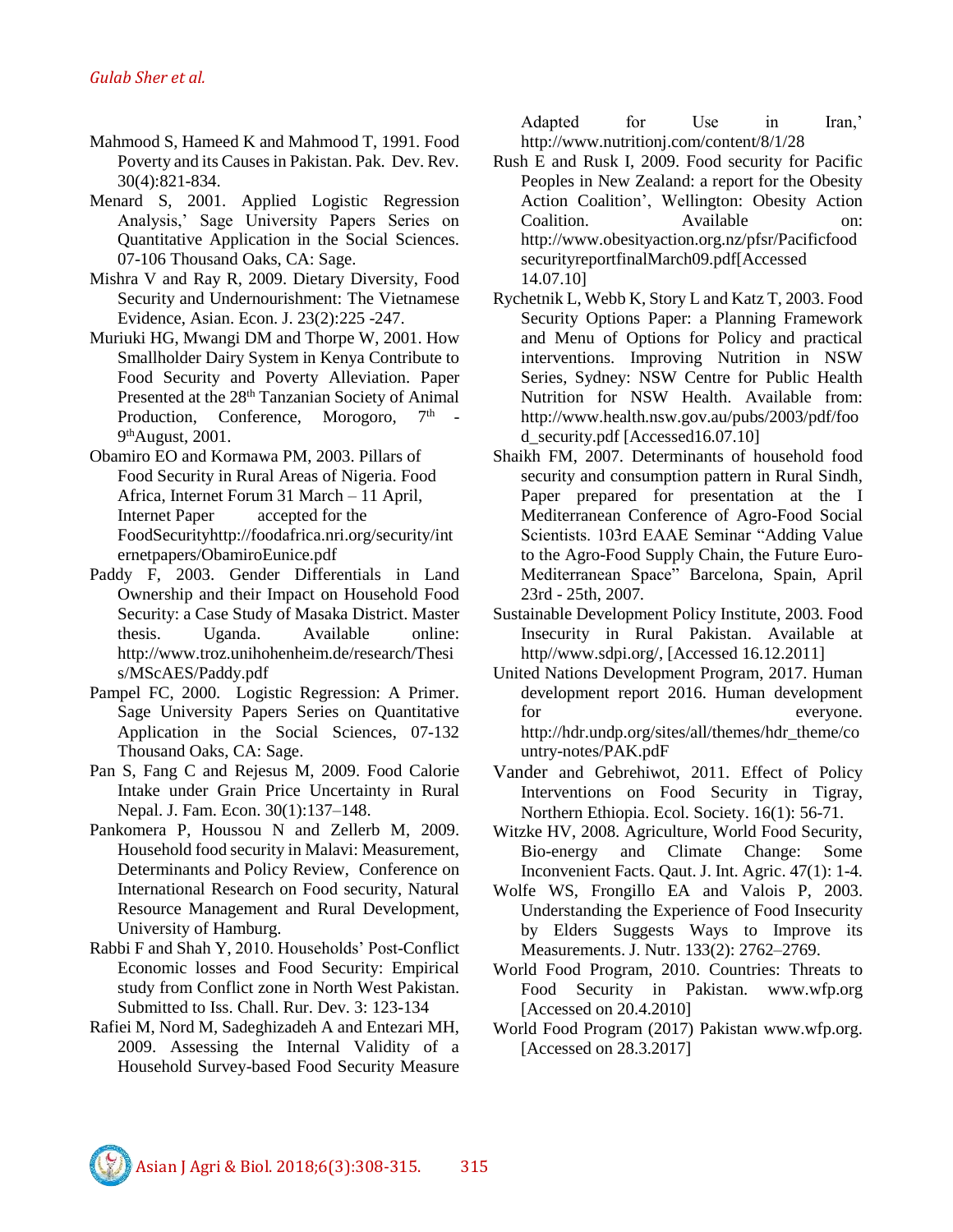Mahmood S, Hameed K and Mahmood T, 1991. Food Poverty and its Causes in Pakistan. Pak. Dev. Rev. 30(4):821-834.

Menard S, 2001. Applied Logistic Regression Analysis,' Sage University Papers Series on Quantitative Application in the Social Sciences. 07-106 Thousand Oaks, CA: Sage.

Mishra V and Ray R, 2009. Dietary Diversity, Food Security and Undernourishment: The Vietnamese Evidence, Asian. Econ. J. 23(2):225 -247.

Muriuki HG, Mwangi DM and Thorpe W, 2001. How Smallholder Dairy System in Kenya Contribute to Food Security and Poverty Alleviation. Paper Presented at the 28th Tanzanian Society of Animal Production, Conference, Morogoro, 7th - 9th August, 2001.

Obamiro EO and Kormawa PM, 2003. Pillars of Food Security in Rural Areas of Nigeria. Food Africa, Internet Forum 31 March – 11 April, Internet Paper accepted for the FoodSecurityhttp://foodafrica.nri.org/security/internetpapers/ObamiroEunice.pdf

Paddy F, 2003. Gender Differentials in Land Ownership and their Impact on Household Food Security: a Case Study of Masaka District. Master thesis. Uganda. Available online: http://www.troz.unihohenheim.de/research/Thesis/MScAES/Paddy.pdf

Pampel FC, 2000. Logistic Regression: A Primer. Sage University Papers Series on Quantitative Application in the Social Sciences, 07-132 Thousand Oaks, CA: Sage.

Pan S, Fang C and Rejesus M, 2009. Food Calorie Intake under Grain Price Uncertainty in Rural Nepal. J. Fam. Econ. 30(1):137–148.

Pankomera P, Houssou N and Zellerb M, 2009. Household food security in Malavi: Measurement, Determinants and Policy Review, Conference on International Research on Food security, Natural Resource Management and Rural Development, University of Hamburg.

Rabbi F and Shah Y, 2010. Households' Post-Conflict Economic losses and Food Security: Empirical study from Conflict zone in North West Pakistan. Submitted to Iss. Chall. Rur. Dev. 3: 123-134

Rafiei M, Nord M, Sadeghizadeh A and Entezari MH, 2009. Assessing the Internal Validity of a Household Survey-based Food Security Measure Adapted for Use in Iran,' http://www.nutritionj.com/content/8/1/28

Rush E and Rusk I, 2009. Food security for Pacific Peoples in New Zealand: a report for the Obesity Action Coalition', Wellington: Obesity Action Coalition. Available on: http://www.obesityaction.org.nz/pfsr/PacificfoodsecurityreportfinalMarch09.pdf[Accessed 14.07.10]

Rychetnik L, Webb K, Story L and Katz T, 2003. Food Security Options Paper: a Planning Framework and Menu of Options for Policy and practical interventions. Improving Nutrition in NSW Series, Sydney: NSW Centre for Public Health Nutrition for NSW Health. Available from: http://www.health.nsw.gov.au/pubs/2003/pdf/food_security.pdf [Accessed16.07.10]

Shaikh FM, 2007. Determinants of household food security and consumption pattern in Rural Sindh, Paper prepared for presentation at the I Mediterranean Conference of Agro-Food Social Scientists. 103rd EAAE Seminar "Adding Value to the Agro-Food Supply Chain, the Future Euro-Mediterranean Space" Barcelona, Spain, April 23rd - 25th, 2007.

Sustainable Development Policy Institute, 2003. Food Insecurity in Rural Pakistan. Available at http//www.sdpi.org/, [Accessed 16.12.2011]

United Nations Development Program, 2017. Human development report 2016. Human development for everyone. http://hdr.undp.org/sites/all/themes/hdr_theme/country-notes/PAK.pdF

Vander and Gebrehiwot, 2011. Effect of Policy Interventions on Food Security in Tigray, Northern Ethiopia. Ecol. Society. 16(1): 56-71.

Witzke HV, 2008. Agriculture, World Food Security, Bio-energy and Climate Change: Some Inconvenient Facts. Qaut. J. Int. Agric. 47(1): 1-4.

Wolfe WS, Frongillo EA and Valois P, 2003. Understanding the Experience of Food Insecurity by Elders Suggests Ways to Improve its Measurements. J. Nutr. 133(2): 2762–2769.

World Food Program, 2010. Countries: Threats to Food Security in Pakistan. www.wfp.org [Accessed on 20.4.2010]

World Food Program (2017) Pakistan www.wfp.org. [Accessed on 28.3.2017]